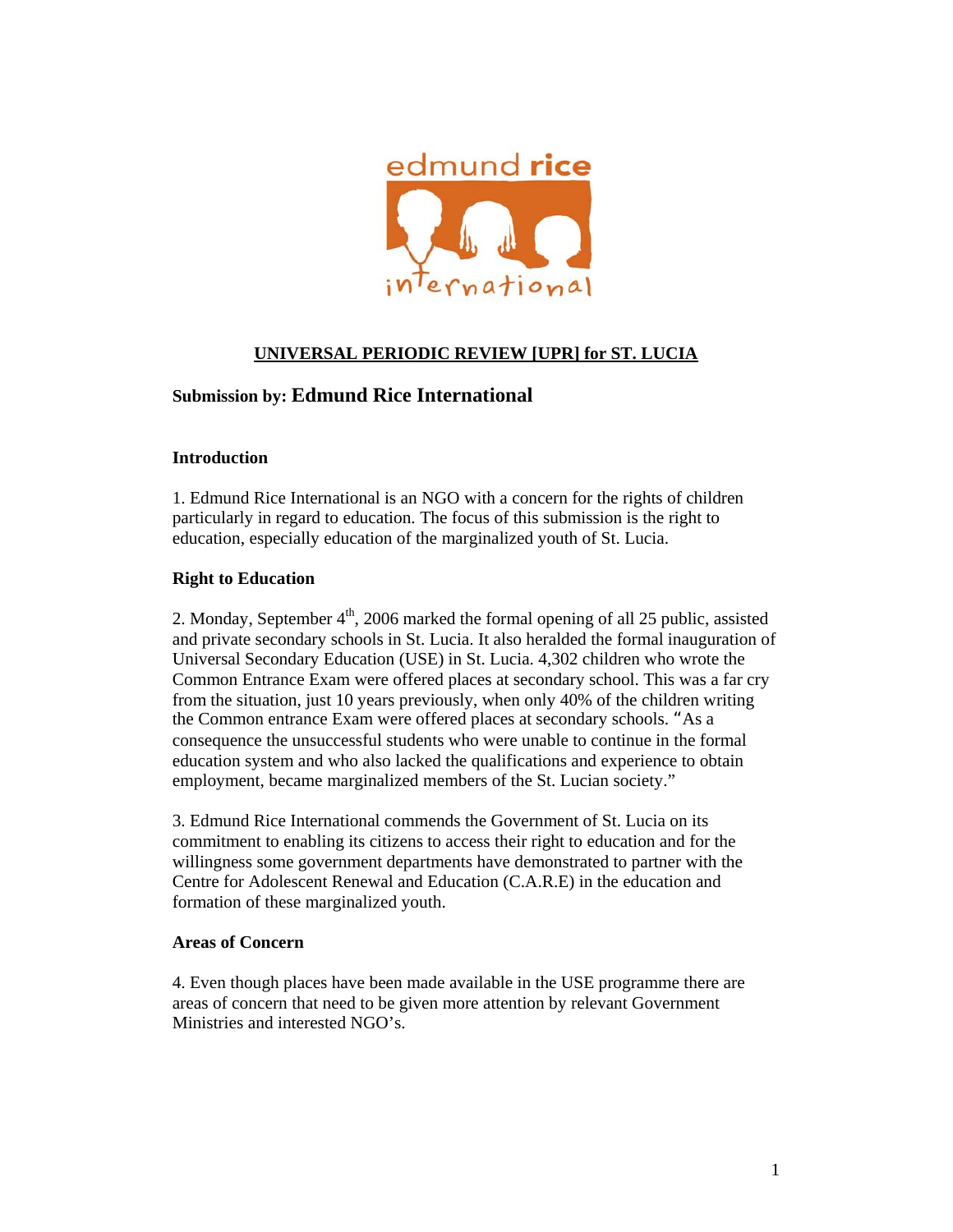# UNIVERSAL PERIODIC REVIEW [UPR] for ST. LUCIA

**Submission by: Edmund Rice International**

## Introduction

1. Edmund Rice International is an NGO with a concern for the rights of children particularly in regard to education. The focus of this submission is the right to education, especially education of the marginalized youth of St. Lucia.

## Right to Education

2. Monday, September 4th, 2006 marked the formal opening of all 25 public, assisted and private secondary schools in St. Lucia. It also heralded the formal inauguration of Universal Secondary Education (USE) in St. Lucia. 4,302 children who wrote the Common Entrance Exam were offered places at secondary school. This was a far cry from the situation, just 10 years previously, when only 40% of the children writing the Common entrance Exam were offered places at secondary schools. "As a consequence the unsuccessful students who were unable to continue in the formal education system and who also lacked the qualifications and experience to obtain employment, became marginalized members of the St. Lucian society."

3. Edmund Rice International commends the Government of St. Lucia on its commitment to enabling its citizens to access their right to education and for the willingness some government departments have demonstrated to partner with the Centre for Adolescent Renewal and Education (C.A.R.E) in the education and formation of these marginalized youth.

## Areas of Concern

4. Even though places have been made available in the USE programme there are areas of concern that need to be given more attention by relevant Government Ministries and interested NGO's.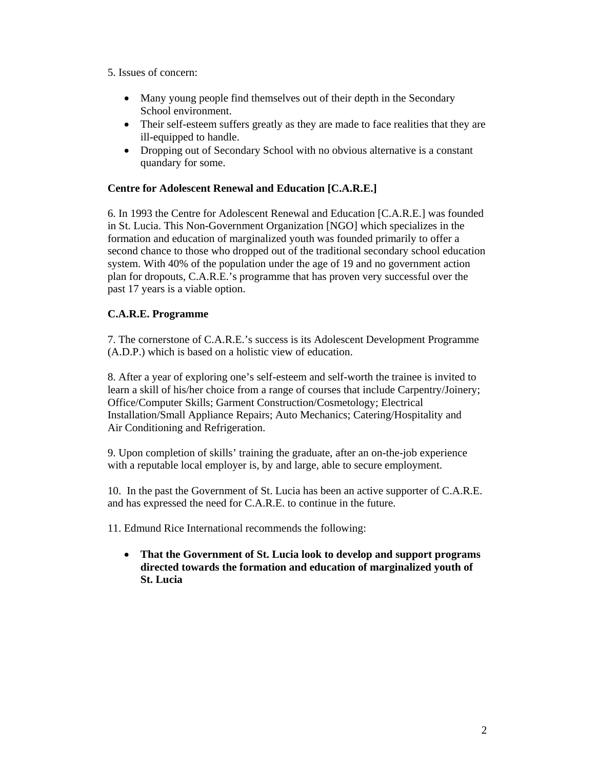5. Issues of concern:

- Many young people find themselves out of their depth in the Secondary School environment.
- Their self-esteem suffers greatly as they are made to face realities that they are ill-equipped to handle.
- Dropping out of Secondary School with no obvious alternative is a constant quandary for some.

**Centre for Adolescent Renewal and Education [C.A.R.E.]**

6. In 1993 the Centre for Adolescent Renewal and Education [C.A.R.E.] was founded in St. Lucia. This Non-Government Organization [NGO] which specializes in the formation and education of marginalized youth was founded primarily to offer a second chance to those who dropped out of the traditional secondary school education system. With 40% of the population under the age of 19 and no government action plan for dropouts, C.A.R.E.'s programme that has proven very successful over the past 17 years is a viable option.

**C.A.R.E. Programme**

7. The cornerstone of C.A.R.E.'s success is its Adolescent Development Programme (A.D.P.) which is based on a holistic view of education.

8. After a year of exploring one's self-esteem and self-worth the trainee is invited to learn a skill of his/her choice from a range of courses that include Carpentry/Joinery; Office/Computer Skills; Garment Construction/Cosmetology; Electrical Installation/Small Appliance Repairs; Auto Mechanics; Catering/Hospitality and Air Conditioning and Refrigeration.

9. Upon completion of skills' training the graduate, after an on-the-job experience with a reputable local employer is, by and large, able to secure employment.

10. In the past the Government of St. Lucia has been an active supporter of C.A.R.E. and has expressed the need for C.A.R.E. to continue in the future.

11. Edmund Rice International recommends the following:

- **That the Government of St. Lucia look to develop and support programs directed towards the formation and education of marginalized youth of St. Lucia**